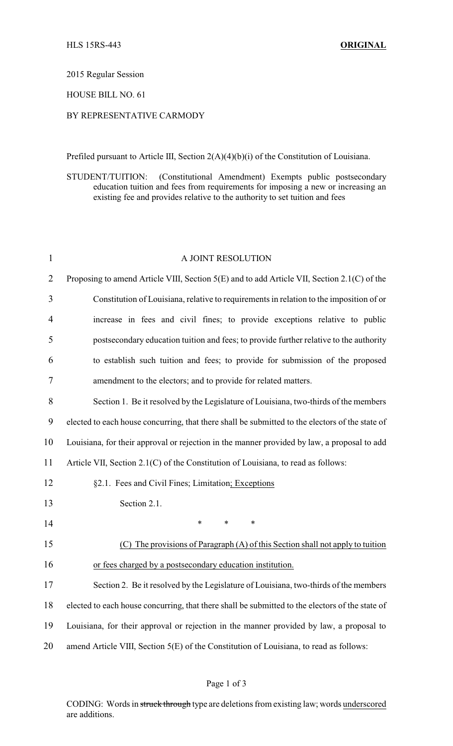HLS 15RS-443 **ORIGINAL**

2015 Regular Session

HOUSE BILL NO. 61

BY REPRESENTATIVE CARMODY

Prefiled pursuant to Article III, Section 2(A)(4)(b)(i) of the Constitution of Louisiana.

STUDENT/TUITION: (Constitutional Amendment) Exempts public postsecondary education tuition and fees from requirements for imposing a new or increasing an existing fee and provides relative to the authority to set tuition and fees

A JOINT RESOLUTION

Proposing to amend Article VIII, Section 5(E) and to add Article VII, Section 2.1(C) of the Constitution of Louisiana, relative to requirements in relation to the imposition of or increase in fees and civil fines; to provide exceptions relative to public postsecondary education tuition and fees; to provide further relative to the authority to establish such tuition and fees; to provide for submission of the proposed amendment to the electors; and to provide for related matters.

Section 1. Be it resolved by the Legislature of Louisiana, two-thirds of the members elected to each house concurring, that there shall be submitted to the electors of the state of Louisiana, for their approval or rejection in the manner provided by law, a proposal to add Article VII, Section 2.1(C) of the Constitution of Louisiana, to read as follows:

§2.1. Fees and Civil Fines; Limitation<u>; Exceptions</u>

Section 2.1.

\* \* \*

<u>(C) The provisions of Paragraph (A) of this Section shall not apply to tuition or fees charged by a postsecondary education institution.</u>

Section 2. Be it resolved by the Legislature of Louisiana, two-thirds of the members elected to each house concurring, that there shall be submitted to the electors of the state of Louisiana, for their approval or rejection in the manner provided by law, a proposal to amend Article VIII, Section 5(E) of the Constitution of Louisiana, to read as follows:

CODING: Words in ~~struck through~~ type are deletions from existing law; words <u>underscored</u> are additions.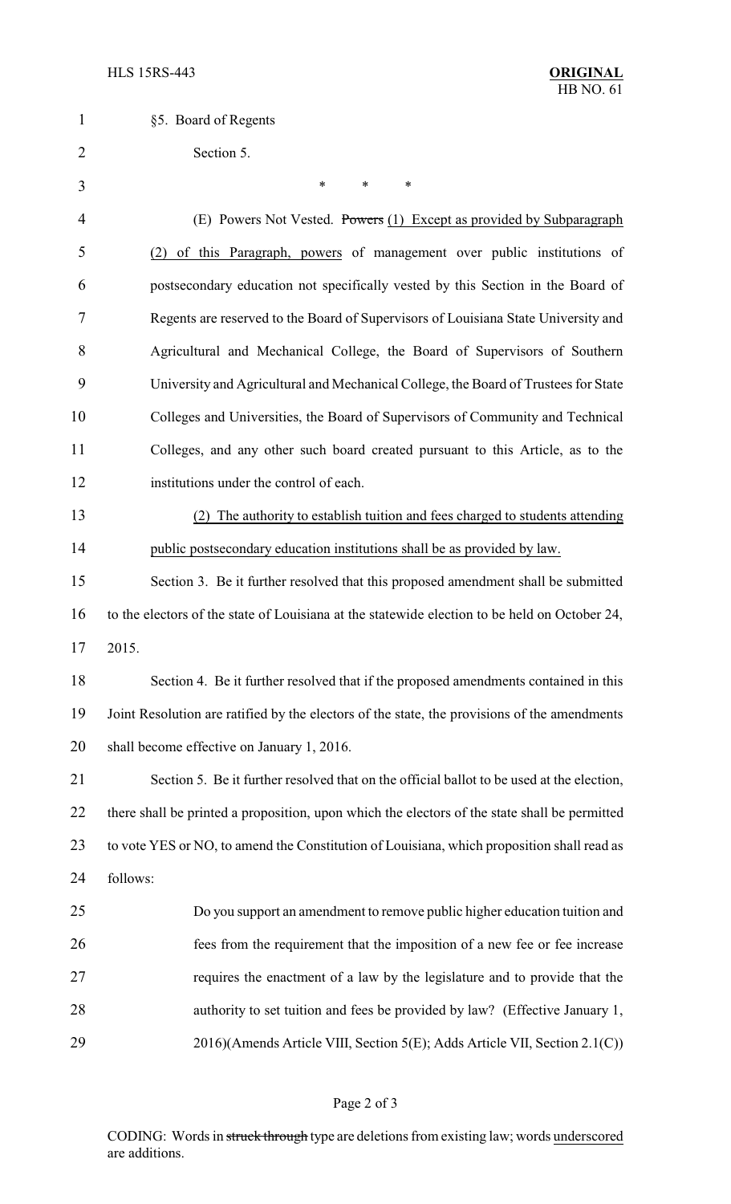§5. Board of Regents

Section 5.

\* \* \*

(E) Powers Not Vested. ~~Powers~~ (1) Except as provided by Subparagraph (2) of this Paragraph, powers of management over public institutions of postsecondary education not specifically vested by this Section in the Board of Regents are reserved to the Board of Supervisors of Louisiana State University and Agricultural and Mechanical College, the Board of Supervisors of Southern University and Agricultural and Mechanical College, the Board of Trustees for State Colleges and Universities, the Board of Supervisors of Community and Technical Colleges, and any other such board created pursuant to this Article, as to the institutions under the control of each.

(2) The authority to establish tuition and fees charged to students attending public postsecondary education institutions shall be as provided by law.

Section 3. Be it further resolved that this proposed amendment shall be submitted to the electors of the state of Louisiana at the statewide election to be held on October 24, 2015.

Section 4. Be it further resolved that if the proposed amendments contained in this Joint Resolution are ratified by the electors of the state, the provisions of the amendments shall become effective on January 1, 2016.

Section 5. Be it further resolved that on the official ballot to be used at the election, there shall be printed a proposition, upon which the electors of the state shall be permitted to vote YES or NO, to amend the Constitution of Louisiana, which proposition shall read as follows:

> Do you support an amendment to remove public higher education tuition and fees from the requirement that the imposition of a new fee or fee increase requires the enactment of a law by the legislature and to provide that the authority to set tuition and fees be provided by law? (Effective January 1, 2016)(Amends Article VIII, Section 5(E); Adds Article VII, Section 2.1(C))

CODING: Words in ~~struck through~~ type are deletions from existing law; words underscored are additions.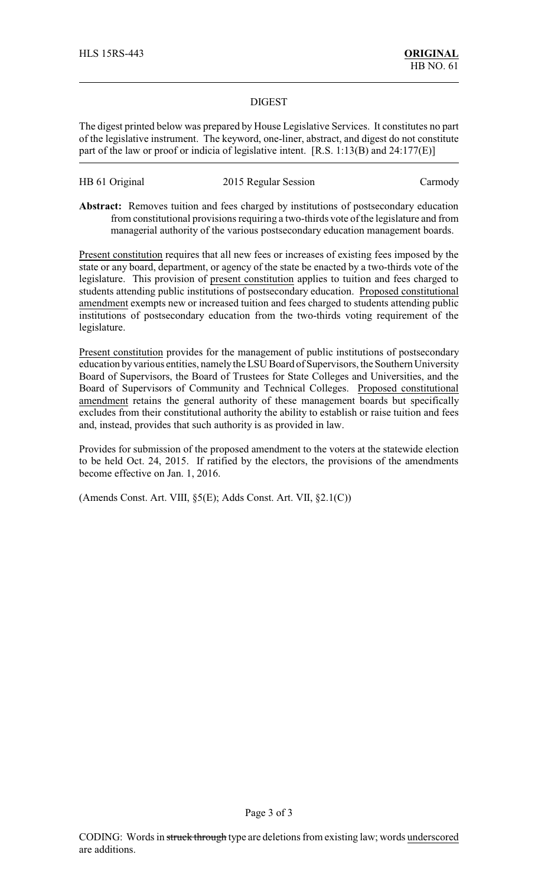HLS 15RS-443 **ORIGINAL**
HB NO. 61

DIGEST

The digest printed below was prepared by House Legislative Services. It constitutes no part of the legislative instrument. The keyword, one-liner, abstract, and digest do not constitute part of the law or proof or indicia of legislative intent. [R.S. 1:13(B) and 24:177(E)]

HB 61 Original — 2015 Regular Session — Carmody

**Abstract:** Removes tuition and fees charged by institutions of postsecondary education from constitutional provisions requiring a two-thirds vote of the legislature and from managerial authority of the various postsecondary education management boards.

Present constitution requires that all new fees or increases of existing fees imposed by the state or any board, department, or agency of the state be enacted by a two-thirds vote of the legislature. This provision of present constitution applies to tuition and fees charged to students attending public institutions of postsecondary education. Proposed constitutional amendment exempts new or increased tuition and fees charged to students attending public institutions of postsecondary education from the two-thirds voting requirement of the legislature.

Present constitution provides for the management of public institutions of postsecondary education by various entities, namely the LSU Board of Supervisors, the Southern University Board of Supervisors, the Board of Trustees for State Colleges and Universities, and the Board of Supervisors of Community and Technical Colleges. Proposed constitutional amendment retains the general authority of these management boards but specifically excludes from their constitutional authority the ability to establish or raise tuition and fees and, instead, provides that such authority is as provided in law.

Provides for submission of the proposed amendment to the voters at the statewide election to be held Oct. 24, 2015. If ratified by the electors, the provisions of the amendments become effective on Jan. 1, 2016.

(Amends Const. Art. VIII, §5(E); Adds Const. Art. VII, §2.1(C))

CODING: Words in ~~struck through~~ type are deletions from existing law; words underscored are additions.